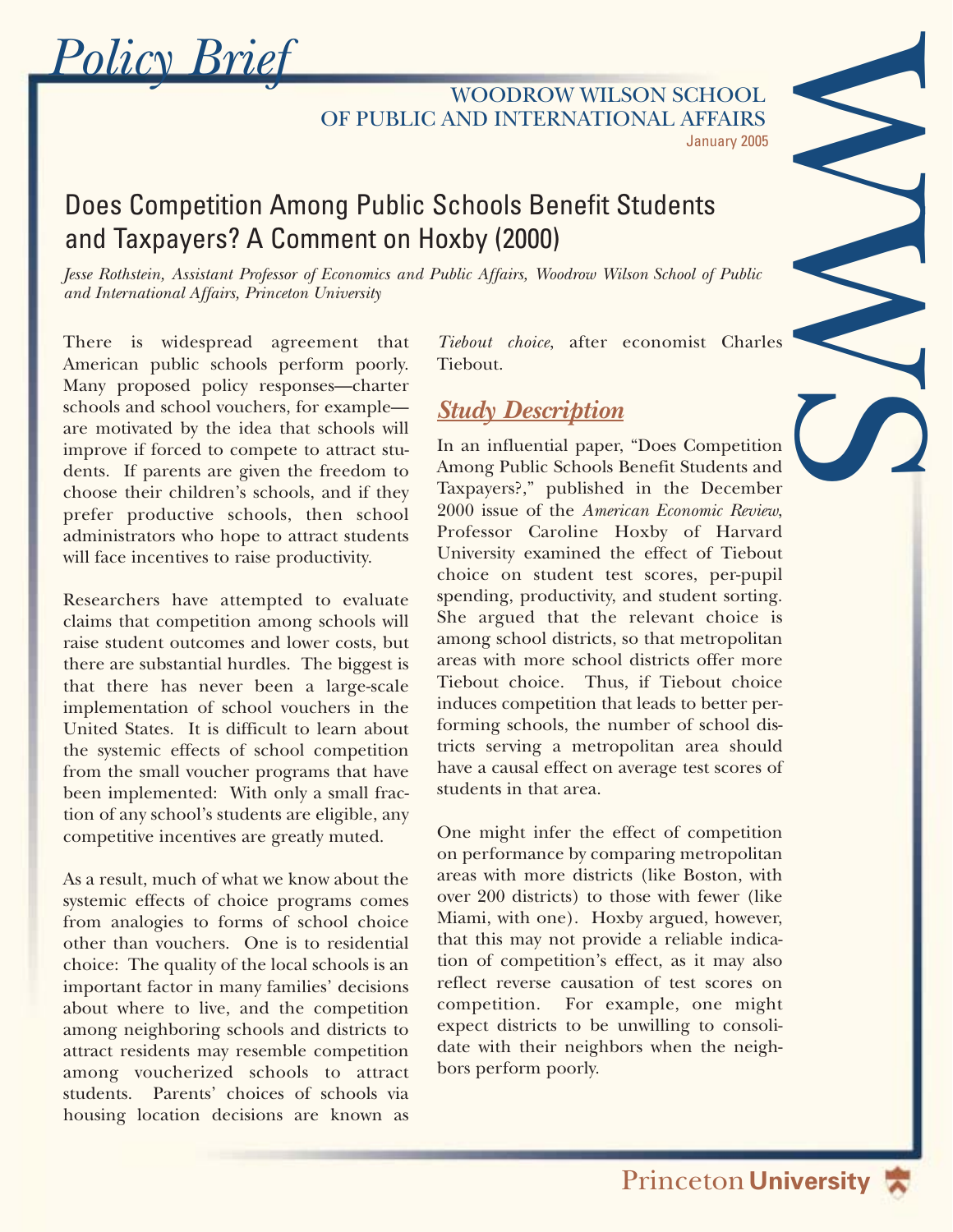# Policy Brief

WOODROW WILSON SCHOOL OF PUBLIC AND INTERNATIONAL AFFAIRS

January 2005

## Does Competition Among Public Schools Benefit Students and Taxpayers? A Comment on Hoxby (2000)

*Jesse Rothstein, Assistant Professor of Economics and Public Affairs, Woodrow Wilson School of Public and International Affairs, Princeton University*

There is widespread agreement that American public schools perform poorly. Many proposed policy responses—charter schools and school vouchers, for example—are motivated by the idea that schools will improve if forced to compete to attract students. If parents are given the freedom to choose their children's schools, and if they prefer productive schools, then school administrators who hope to attract students will face incentives to raise productivity.

Researchers have attempted to evaluate claims that competition among schools will raise student outcomes and lower costs, but there are substantial hurdles. The biggest is that there has never been a large-scale implementation of school vouchers in the United States. It is difficult to learn about the systemic effects of school competition from the small voucher programs that have been implemented: With only a small fraction of any school's students are eligible, any competitive incentives are greatly muted.

As a result, much of what we know about the systemic effects of choice programs comes from analogies to forms of school choice other than vouchers. One is to residential choice: The quality of the local schools is an important factor in many families' decisions about where to live, and the competition among neighboring schools and districts to attract residents may resemble competition among voucherized schools to attract students. Parents' choices of schools via housing location decisions are known as *Tiebout choice*, after economist Charles Tiebout.

### Study Description

In an influential paper, "Does Competition Among Public Schools Benefit Students and Taxpayers?," published in the December 2000 issue of the *American Economic Review*, Professor Caroline Hoxby of Harvard University examined the effect of Tiebout choice on student test scores, per-pupil spending, productivity, and student sorting. She argued that the relevant choice is among school districts, so that metropolitan areas with more school districts offer more Tiebout choice. Thus, if Tiebout choice induces competition that leads to better performing schools, the number of school districts serving a metropolitan area should have a causal effect on average test scores of students in that area.

One might infer the effect of competition on performance by comparing metropolitan areas with more districts (like Boston, with over 200 districts) to those with fewer (like Miami, with one). Hoxby argued, however, that this may not provide a reliable indication of competition's effect, as it may also reflect reverse causation of test scores on competition. For example, one might expect districts to be unwilling to consolidate with their neighbors when the neighbors perform poorly.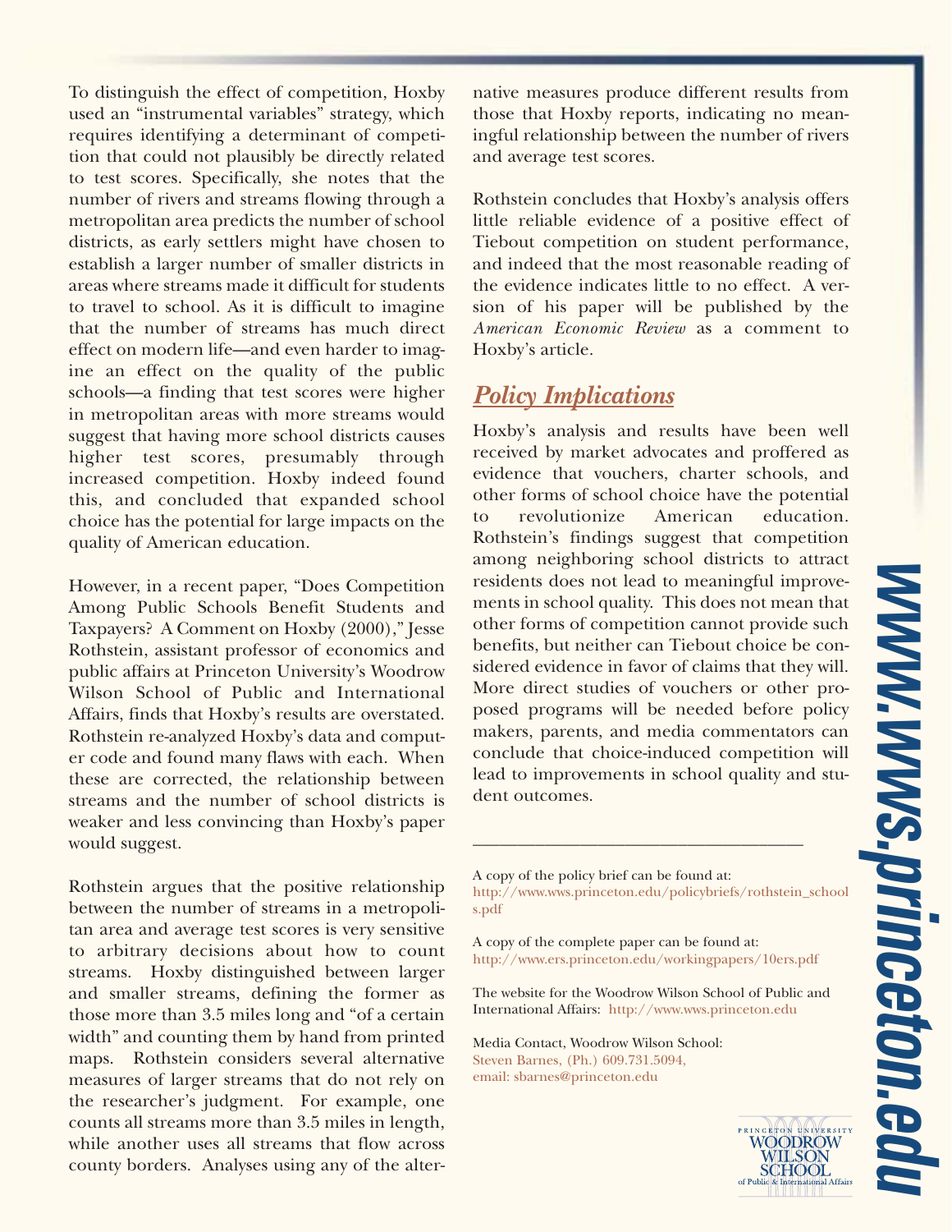To distinguish the effect of competition, Hoxby used an "instrumental variables" strategy, which requires identifying a determinant of competition that could not plausibly be directly related to test scores. Specifically, she notes that the number of rivers and streams flowing through a metropolitan area predicts the number of school districts, as early settlers might have chosen to establish a larger number of smaller districts in areas where streams made it difficult for students to travel to school. As it is difficult to imagine that the number of streams has much direct effect on modern life—and even harder to imagine an effect on the quality of the public schools—a finding that test scores were higher in metropolitan areas with more streams would suggest that having more school districts causes higher test scores, presumably through increased competition. Hoxby indeed found this, and concluded that expanded school choice has the potential for large impacts on the quality of American education.

However, in a recent paper, "Does Competition Among Public Schools Benefit Students and Taxpayers? A Comment on Hoxby (2000)," Jesse Rothstein, assistant professor of economics and public affairs at Princeton University's Woodrow Wilson School of Public and International Affairs, finds that Hoxby's results are overstated. Rothstein re-analyzed Hoxby's data and computer code and found many flaws with each. When these are corrected, the relationship between streams and the number of school districts is weaker and less convincing than Hoxby's paper would suggest.

Rothstein argues that the positive relationship between the number of streams in a metropolitan area and average test scores is very sensitive to arbitrary decisions about how to count streams. Hoxby distinguished between larger and smaller streams, defining the former as those more than 3.5 miles long and "of a certain width" and counting them by hand from printed maps. Rothstein considers several alternative measures of larger streams that do not rely on the researcher's judgment. For example, one counts all streams more than 3.5 miles in length, while another uses all streams that flow across county borders. Analyses using any of the alternative measures produce different results from those that Hoxby reports, indicating no meaningful relationship between the number of rivers and average test scores.

Rothstein concludes that Hoxby's analysis offers little reliable evidence of a positive effect of Tiebout competition on student performance, and indeed that the most reasonable reading of the evidence indicates little to no effect. A version of his paper will be published by the *American Economic Review* as a comment to Hoxby's article.

## *Policy Implications*

Hoxby's analysis and results have been well received by market advocates and proffered as evidence that vouchers, charter schools, and other forms of school choice have the potential to revolutionize American education. Rothstein's findings suggest that competition among neighboring school districts to attract residents does not lead to meaningful improvements in school quality. This does not mean that other forms of competition cannot provide such benefits, but neither can Tiebout choice be considered evidence in favor of claims that they will. More direct studies of vouchers or other proposed programs will be needed before policy makers, parents, and media commentators can conclude that choice-induced competition will lead to improvements in school quality and student outcomes.

---

A copy of the policy brief can be found at:
http://www.wws.princeton.edu/policybriefs/rothstein_schools.pdf

A copy of the complete paper can be found at:
http://www.ers.princeton.edu/workingpapers/10ers.pdf

The website for the Woodrow Wilson School of Public and International Affairs: http://www.wws.princeton.edu

Media Contact, Woodrow Wilson School:
Steven Barnes, (Ph.) 609.731.5094,
email: sbarnes@princeton.edu

www.wws.princeton.edu

PRINCETON UNIVERSITY WOODROW WILSON SCHOOL of Public & International Affairs